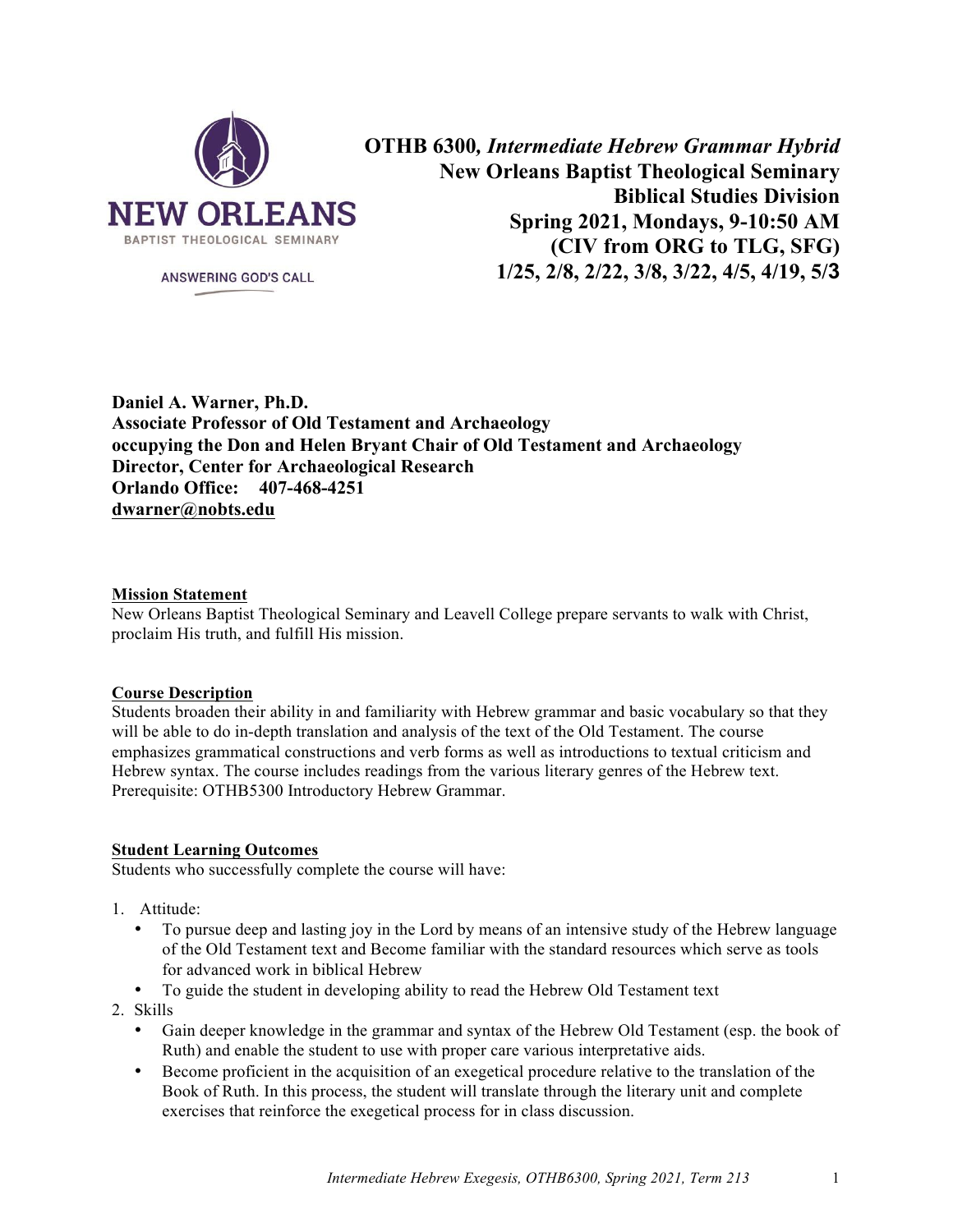NEW ORLEANS
BAPTIST THEOLOGICAL SEMINARY

ANSWERING GOD'S CALL

**OTHB 6300, *Intermediate Hebrew Grammar Hybrid***
**New Orleans Baptist Theological Seminary**
**Biblical Studies Division**
**Spring 2021, Mondays, 9-10:50 AM**
**(CIV from ORG to TLG, SFG)**
**1/25, 2/8, 2/22, 3/8, 3/22, 4/5, 4/19, 5/3**

**Daniel A. Warner, Ph.D.**
**Associate Professor of Old Testament and Archaeology**
**occupying the Don and Helen Bryant Chair of Old Testament and Archaeology**
**Director, Center for Archaeological Research**
**Orlando Office: 407-468-4251**
**dwarner@nobts.edu**

## Mission Statement

New Orleans Baptist Theological Seminary and Leavell College prepare servants to walk with Christ, proclaim His truth, and fulfill His mission.

## Course Description

Students broaden their ability in and familiarity with Hebrew grammar and basic vocabulary so that they will be able to do in-depth translation and analysis of the text of the Old Testament. The course emphasizes grammatical constructions and verb forms as well as introductions to textual criticism and Hebrew syntax. The course includes readings from the various literary genres of the Hebrew text. Prerequisite: OTHB5300 Introductory Hebrew Grammar.

## Student Learning Outcomes

Students who successfully complete the course will have:

1. Attitude:
   - To pursue deep and lasting joy in the Lord by means of an intensive study of the Hebrew language of the Old Testament text and Become familiar with the standard resources which serve as tools for advanced work in biblical Hebrew
   - To guide the student in developing ability to read the Hebrew Old Testament text
2. Skills
   - Gain deeper knowledge in the grammar and syntax of the Hebrew Old Testament (esp. the book of Ruth) and enable the student to use with proper care various interpretative aids.
   - Become proficient in the acquisition of an exegetical procedure relative to the translation of the Book of Ruth. In this process, the student will translate through the literary unit and complete exercises that reinforce the exegetical process for in class discussion.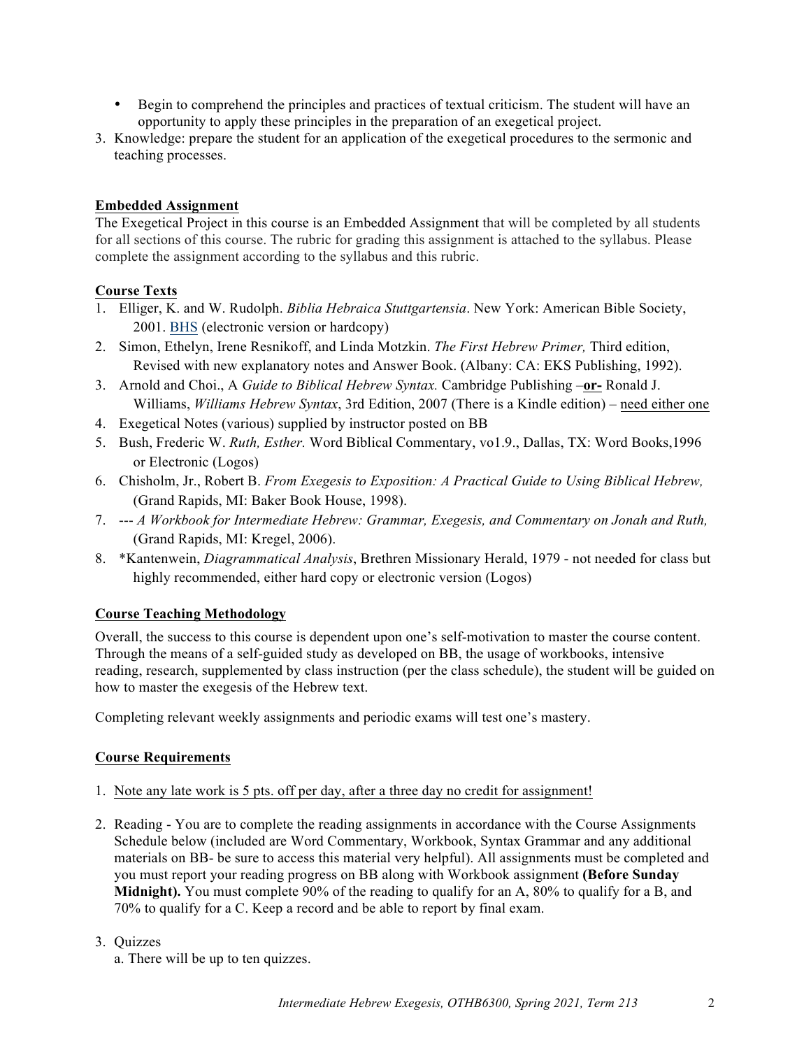- Begin to comprehend the principles and practices of textual criticism. The student will have an opportunity to apply these principles in the preparation of an exegetical project.

3. Knowledge: prepare the student for an application of the exegetical procedures to the sermonic and teaching processes.

**Embedded Assignment**

The Exegetical Project in this course is an Embedded Assignment that will be completed by all students for all sections of this course. The rubric for grading this assignment is attached to the syllabus. Please complete the assignment according to the syllabus and this rubric.

**Course Texts**

1. Elliger, K. and W. Rudolph. *Biblia Hebraica Stuttgartensia*. New York: American Bible Society, 2001. BHS (electronic version or hardcopy)
2. Simon, Ethelyn, Irene Resnikoff, and Linda Motzkin. *The First Hebrew Primer,* Third edition, Revised with new explanatory notes and Answer Book. (Albany: CA: EKS Publishing, 1992).
3. Arnold and Choi., A *Guide to Biblical Hebrew Syntax.* Cambridge Publishing –**or-** Ronald J. Williams, *Williams Hebrew Syntax*, 3rd Edition, 2007 (There is a Kindle edition) – need either one
4. Exegetical Notes (various) supplied by instructor posted on BB
5. Bush, Frederic W. *Ruth, Esther.* Word Biblical Commentary, vo1.9., Dallas, TX: Word Books,1996 or Electronic (Logos)
6. Chisholm, Jr., Robert B. *From Exegesis to Exposition: A Practical Guide to Using Biblical Hebrew,* (Grand Rapids, MI: Baker Book House, 1998).
7. --- *A Workbook for Intermediate Hebrew: Grammar, Exegesis, and Commentary on Jonah and Ruth,* (Grand Rapids, MI: Kregel, 2006).
8. *Kantenwein, *Diagrammatical Analysis*, Brethren Missionary Herald, 1979 - not needed for class but highly recommended, either hard copy or electronic version (Logos)

**Course Teaching Methodology**

Overall, the success to this course is dependent upon one's self-motivation to master the course content. Through the means of a self-guided study as developed on BB, the usage of workbooks, intensive reading, research, supplemented by class instruction (per the class schedule), the student will be guided on how to master the exegesis of the Hebrew text.

Completing relevant weekly assignments and periodic exams will test one's mastery.

**Course Requirements**

1. Note any late work is 5 pts. off per day, after a three day no credit for assignment!

2. Reading - You are to complete the reading assignments in accordance with the Course Assignments Schedule below (included are Word Commentary, Workbook, Syntax Grammar and any additional materials on BB- be sure to access this material very helpful). All assignments must be completed and you must report your reading progress on BB along with Workbook assignment **(Before Sunday Midnight).** You must complete 90% of the reading to qualify for an A, 80% to qualify for a B, and 70% to qualify for a C. Keep a record and be able to report by final exam.

3. Quizzes

   a. There will be up to ten quizzes.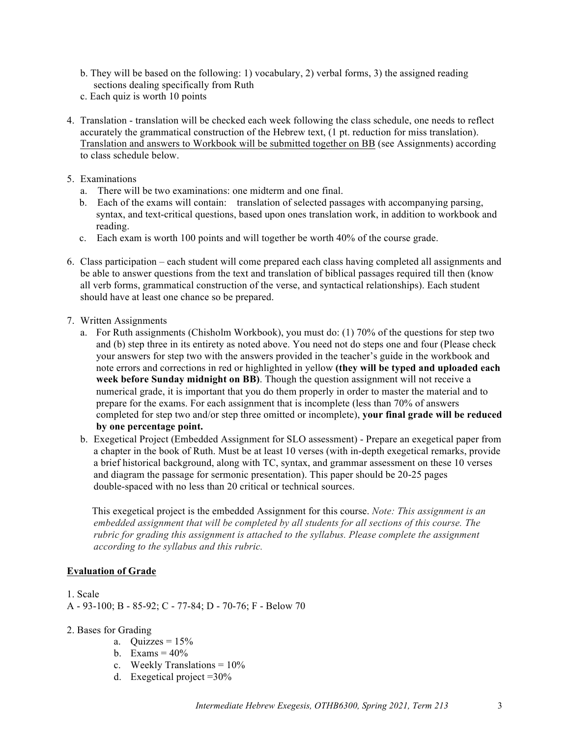b. They will be based on the following: 1) vocabulary, 2) verbal forms, 3) the assigned reading sections dealing specifically from Ruth

c. Each quiz is worth 10 points

4. Translation - translation will be checked each week following the class schedule, one needs to reflect accurately the grammatical construction of the Hebrew text, (1 pt. reduction for miss translation). Translation and answers to Workbook will be submitted together on BB (see Assignments) according to class schedule below.

5. Examinations
   a. There will be two examinations: one midterm and one final.
   b. Each of the exams will contain: translation of selected passages with accompanying parsing, syntax, and text-critical questions, based upon ones translation work, in addition to workbook and reading.
   c. Each exam is worth 100 points and will together be worth 40% of the course grade.

6. Class participation – each student will come prepared each class having completed all assignments and be able to answer questions from the text and translation of biblical passages required till then (know all verb forms, grammatical construction of the verse, and syntactical relationships). Each student should have at least one chance so be prepared.

7. Written Assignments
   a. For Ruth assignments (Chisholm Workbook), you must do: (1) 70% of the questions for step two and (b) step three in its entirety as noted above. You need not do steps one and four (Please check your answers for step two with the answers provided in the teacher's guide in the workbook and note errors and corrections in red or highlighted in yellow **(they will be typed and uploaded each week before Sunday midnight on BB)**. Though the question assignment will not receive a numerical grade, it is important that you do them properly in order to master the material and to prepare for the exams. For each assignment that is incomplete (less than 70% of answers completed for step two and/or step three omitted or incomplete), **your final grade will be reduced by one percentage point.**
   b. Exegetical Project (Embedded Assignment for SLO assessment) - Prepare an exegetical paper from a chapter in the book of Ruth. Must be at least 10 verses (with in-depth exegetical remarks, provide a brief historical background, along with TC, syntax, and grammar assessment on these 10 verses and diagram the passage for sermonic presentation). This paper should be 20-25 pages double-spaced with no less than 20 critical or technical sources.

      This exegetical project is the embedded Assignment for this course. *Note: This assignment is an embedded assignment that will be completed by all students for all sections of this course. The rubric for grading this assignment is attached to the syllabus. Please complete the assignment according to the syllabus and this rubric.*

## Evaluation of Grade

1. Scale

A - 93-100; B - 85-92; C - 77-84; D - 70-76; F - Below 70

2. Bases for Grading
   a. Quizzes = 15%
   b. Exams = 40%
   c. Weekly Translations = 10%
   d. Exegetical project =30%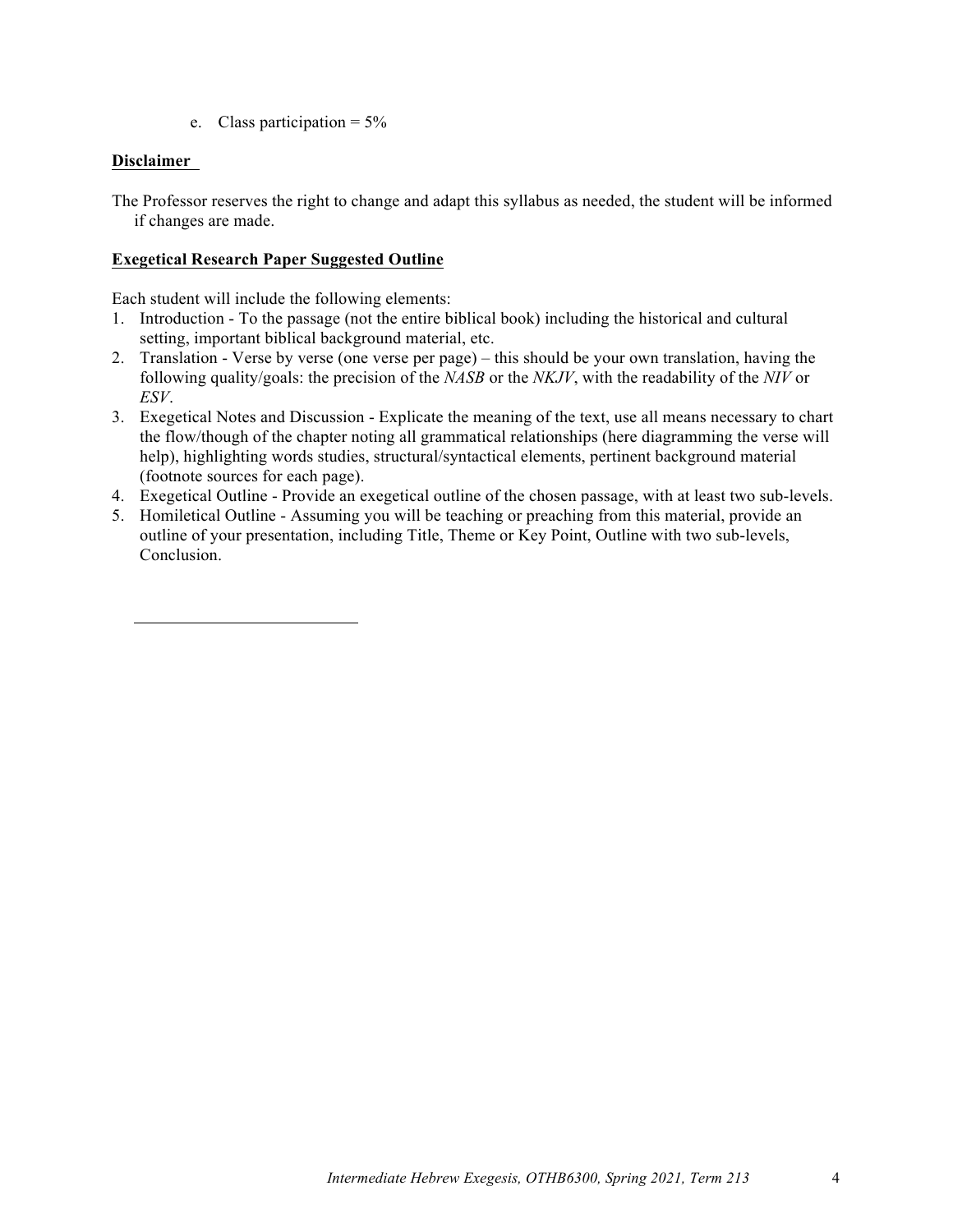e. Class participation = 5%

**Disclaimer**

The Professor reserves the right to change and adapt this syllabus as needed, the student will be informed if changes are made.

**Exegetical Research Paper Suggested Outline**

Each student will include the following elements:

1. Introduction - To the passage (not the entire biblical book) including the historical and cultural setting, important biblical background material, etc.
2. Translation - Verse by verse (one verse per page) – this should be your own translation, having the following quality/goals: the precision of the *NASB* or the *NKJV*, with the readability of the *NIV* or *ESV*.
3. Exegetical Notes and Discussion - Explicate the meaning of the text, use all means necessary to chart the flow/though of the chapter noting all grammatical relationships (here diagramming the verse will help), highlighting words studies, structural/syntactical elements, pertinent background material (footnote sources for each page).
4. Exegetical Outline - Provide an exegetical outline of the chosen passage, with at least two sub-levels.
5. Homiletical Outline - Assuming you will be teaching or preaching from this material, provide an outline of your presentation, including Title, Theme or Key Point, Outline with two sub-levels, Conclusion.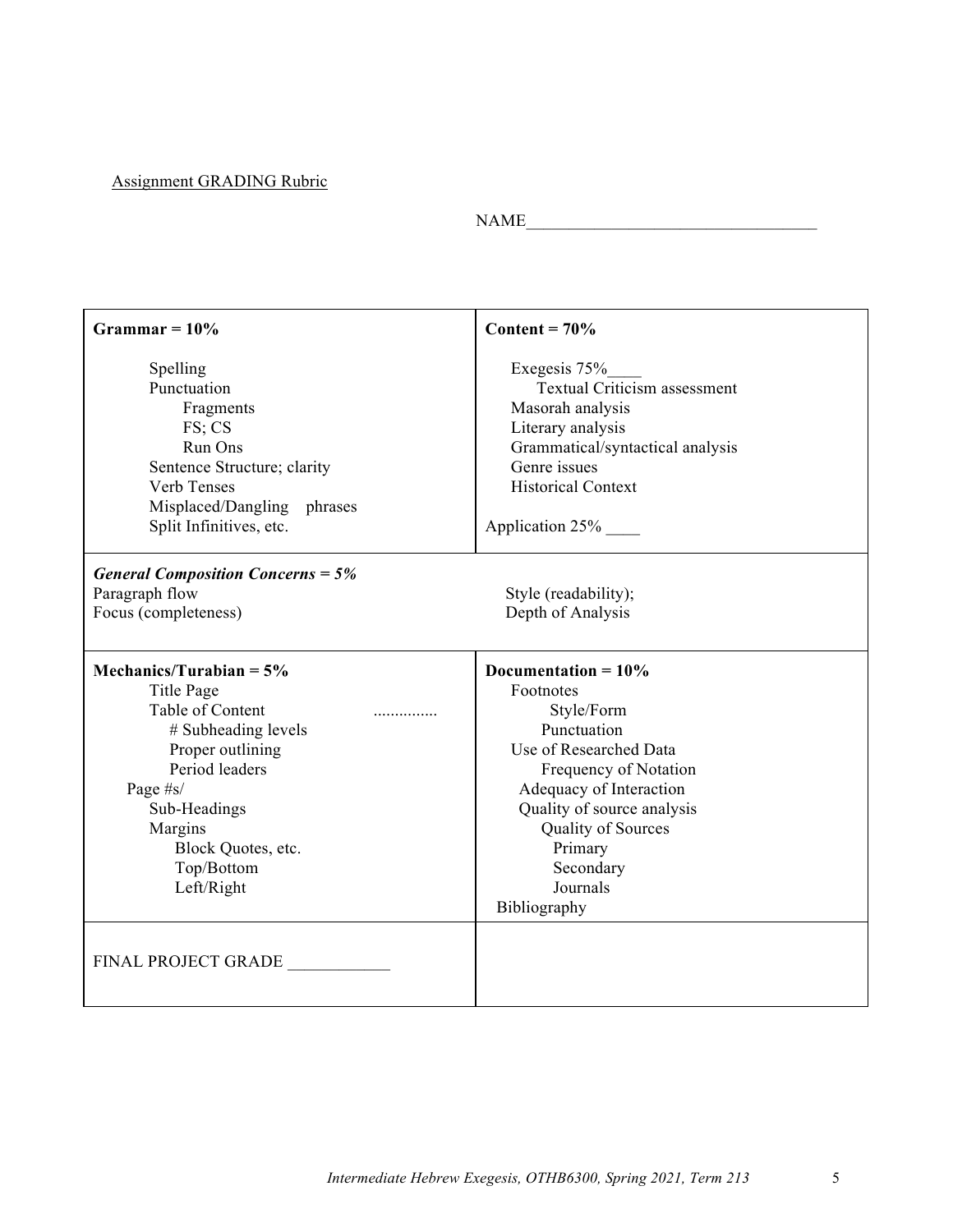Assignment GRADING Rubric

NAME___________________________________

| **Grammar = 10%**<br><br>Spelling<br>Punctuation<br>Fragments<br>FS; CS<br>Run Ons<br>Sentence Structure; clarity<br>Verb Tenses<br>Misplaced/Dangling phrases<br>Split Infinitives, etc. | **Content = 70%**<br><br>Exegesis 75%____<br>Textual Criticism assessment<br>Masorah analysis<br>Literary analysis<br>Grammatical/syntactical analysis<br>Genre issues<br>Historical Context<br><br>Application 25% ____ |
|---|---|
| ***General Composition Concerns = 5%***<br>Paragraph flow<br>Focus (completeness) | Style (readability);<br>Depth of Analysis |
| **Mechanics/Turabian = 5%**<br>Title Page<br>Table of Content ...............<br># Subheading levels<br>Proper outlining<br>Period leaders<br>Page #s/<br>Sub-Headings<br>Margins<br>Block Quotes, etc.<br>Top/Bottom<br>Left/Right | **Documentation = 10%**<br>Footnotes<br>Style/Form<br>Punctuation<br>Use of Researched Data<br>Frequency of Notation<br>Adequacy of Interaction<br>Quality of source analysis<br>Quality of Sources<br>Primary<br>Secondary<br>Journals<br>Bibliography |
| FINAL PROJECT GRADE ____________ | |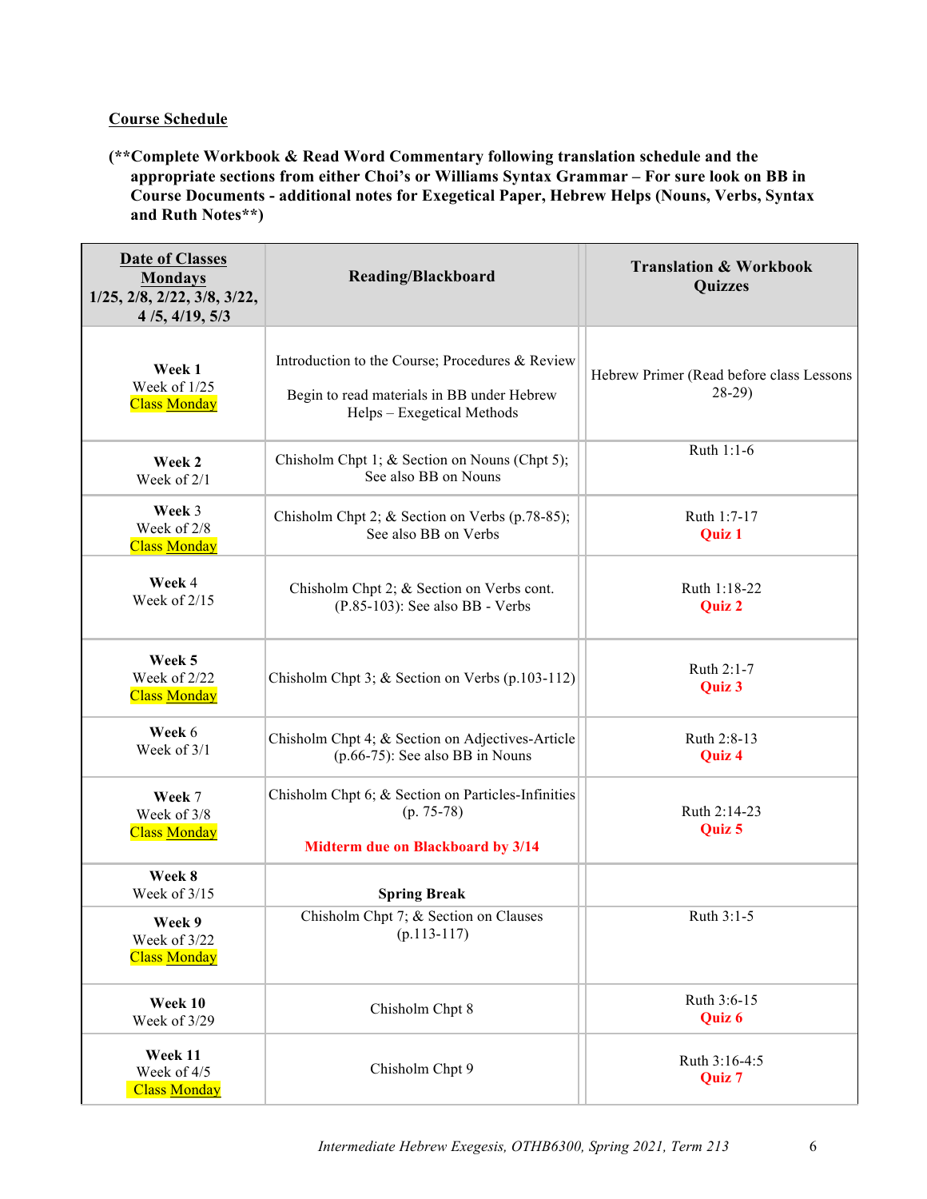**Course Schedule**

**(**Complete Workbook & Read Word Commentary following translation schedule and the appropriate sections from either Choi's or Williams Syntax Grammar – For sure look on BB in Course Documents - additional notes for Exegetical Paper, Hebrew Helps (Nouns, Verbs, Syntax and Ruth Notes**)**

| Date of Classes Mondays 1/25, 2/8, 2/22, 3/8, 3/22, 4 /5, 4/19, 5/3 | Reading/Blackboard | Translation & Workbook Quizzes |
|---|---|---|
| **Week 1** Week of 1/25 Class Monday | Introduction to the Course; Procedures & Review<br><br>Begin to read materials in BB under Hebrew Helps – Exegetical Methods | Hebrew Primer (Read before class Lessons 28-29) |
| **Week 2** Week of 2/1 | Chisholm Chpt 1; & Section on Nouns (Chpt 5); See also BB on Nouns | Ruth 1:1-6 |
| **Week** 3 Week of 2/8 Class Monday | Chisholm Chpt 2; & Section on Verbs (p.78-85); See also BB on Verbs | Ruth 1:7-17 **Quiz 1** |
| **Week** 4 Week of 2/15 | Chisholm Chpt 2; & Section on Verbs cont. (P.85-103): See also BB - Verbs | Ruth 1:18-22 **Quiz 2** |
| **Week 5** Week of 2/22 Class Monday | Chisholm Chpt 3; & Section on Verbs (p.103-112) | Ruth 2:1-7 **Quiz 3** |
| **Week** 6 Week of 3/1 | Chisholm Chpt 4; & Section on Adjectives-Article (p.66-75): See also BB in Nouns | Ruth 2:8-13 **Quiz 4** |
| **Week** 7 Week of 3/8 Class Monday | Chisholm Chpt 6; & Section on Particles-Infinities (p. 75-78)<br><br>**Midterm due on Blackboard by 3/14** | Ruth 2:14-23 **Quiz 5** |
| **Week 8** Week of 3/15 | **Spring Break** | |
| **Week 9** Week of 3/22 Class Monday | Chisholm Chpt 7; & Section on Clauses (p.113-117) | Ruth 3:1-5 |
| **Week 10** Week of 3/29 | Chisholm Chpt 8 | Ruth 3:6-15 **Quiz 6** |
| **Week 11** Week of 4/5 Class Monday | Chisholm Chpt 9 | Ruth 3:16-4:5 **Quiz 7** |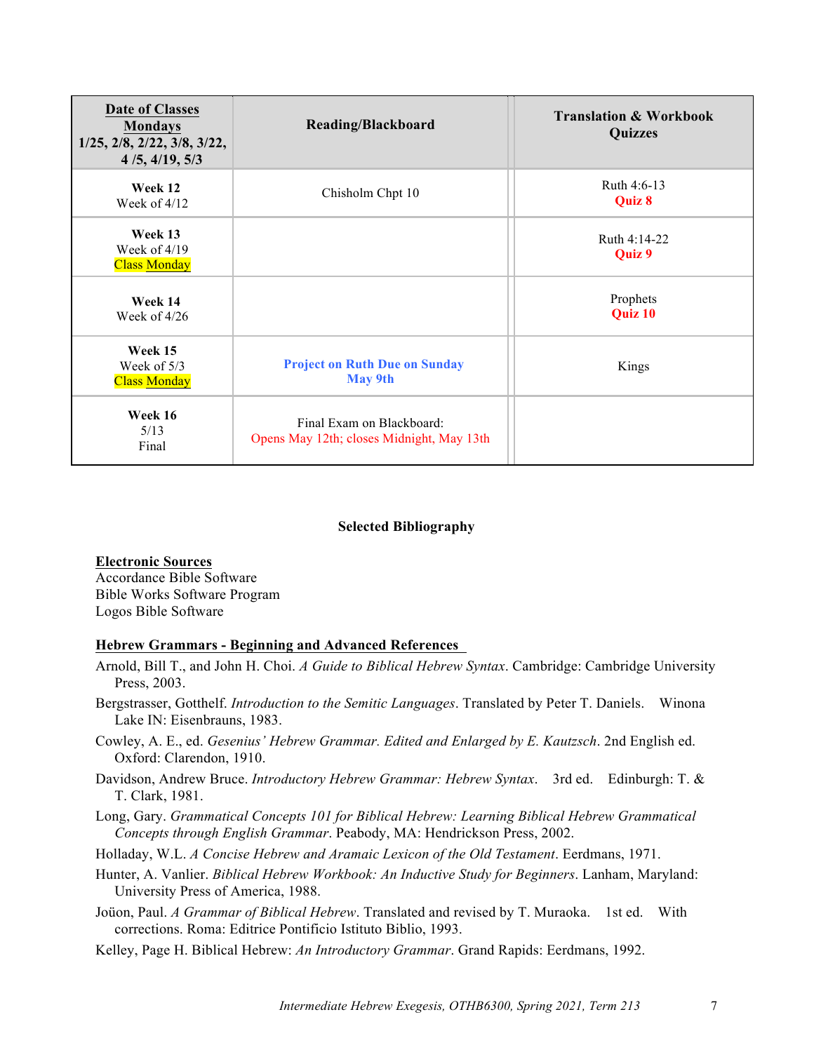| **Date of Classes Mondays** **1/25, 2/8, 2/22, 3/8, 3/22, 4 /5, 4/19, 5/3** | **Reading/Blackboard** | **Translation & Workbook Quizzes** |
|---|---|---|
| **Week 12** Week of 4/12 | Chisholm Chpt 10 | Ruth 4:6-13 **Quiz 8** |
| **Week 13** Week of 4/19 Class Monday | | Ruth 4:14-22 **Quiz 9** |
| **Week 14** Week of 4/26 | | Prophets **Quiz 10** |
| **Week 15** Week of 5/3 Class Monday | **Project on Ruth Due on Sunday May 9th** | Kings |
| **Week 16** 5/13 Final | Final Exam on Blackboard: Opens May 12th; closes Midnight, May 13th | |

### Selected Bibliography

**Electronic Sources**

Accordance Bible Software
Bible Works Software Program
Logos Bible Software

**Hebrew Grammars - Beginning and Advanced References**

Arnold, Bill T., and John H. Choi. *A Guide to Biblical Hebrew Syntax*. Cambridge: Cambridge University Press, 2003.

Bergstrasser, Gotthelf. *Introduction to the Semitic Languages*. Translated by Peter T. Daniels. Winona Lake IN: Eisenbrauns, 1983.

Cowley, A. E., ed. *Gesenius' Hebrew Grammar. Edited and Enlarged by E. Kautzsch*. 2nd English ed. Oxford: Clarendon, 1910.

Davidson, Andrew Bruce. *Introductory Hebrew Grammar: Hebrew Syntax*. 3rd ed. Edinburgh: T. & T. Clark, 1981.

Long, Gary. *Grammatical Concepts 101 for Biblical Hebrew: Learning Biblical Hebrew Grammatical Concepts through English Grammar*. Peabody, MA: Hendrickson Press, 2002.

Holladay, W.L. *A Concise Hebrew and Aramaic Lexicon of the Old Testament*. Eerdmans, 1971.

Hunter, A. Vanlier. *Biblical Hebrew Workbook: An Inductive Study for Beginners*. Lanham, Maryland: University Press of America, 1988.

Joüon, Paul. *A Grammar of Biblical Hebrew*. Translated and revised by T. Muraoka. 1st ed. With corrections. Roma: Editrice Pontificio Istituto Biblio, 1993.

Kelley, Page H. Biblical Hebrew: *An Introductory Grammar*. Grand Rapids: Eerdmans, 1992.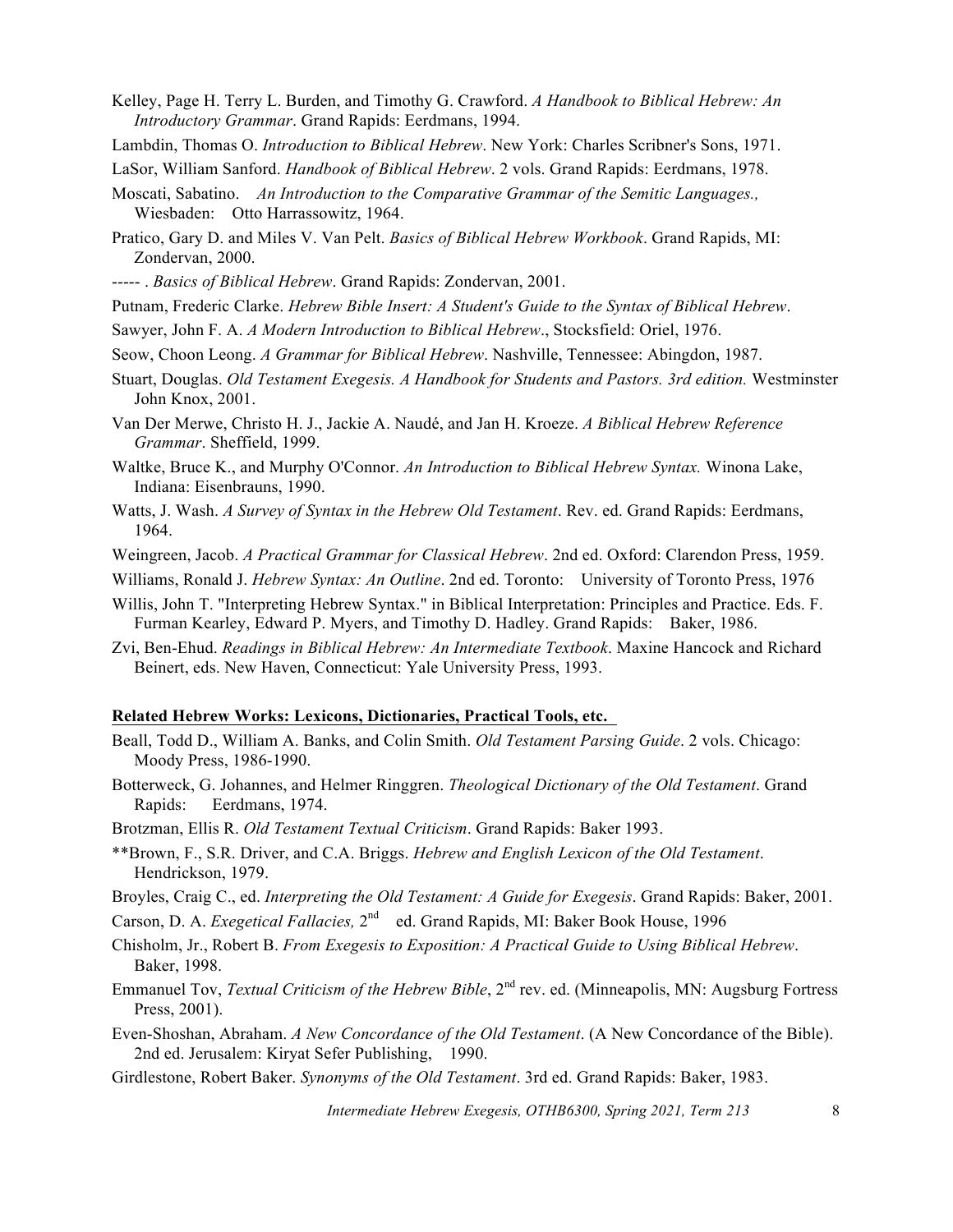Kelley, Page H. Terry L. Burden, and Timothy G. Crawford. *A Handbook to Biblical Hebrew: An Introductory Grammar*. Grand Rapids: Eerdmans, 1994.

Lambdin, Thomas O. *Introduction to Biblical Hebrew*. New York: Charles Scribner's Sons, 1971.

LaSor, William Sanford. *Handbook of Biblical Hebrew*. 2 vols. Grand Rapids: Eerdmans, 1978.

Moscati, Sabatino. *An Introduction to the Comparative Grammar of the Semitic Languages.,* Wiesbaden: Otto Harrassowitz, 1964.

Pratico, Gary D. and Miles V. Van Pelt. *Basics of Biblical Hebrew Workbook*. Grand Rapids, MI: Zondervan, 2000.

----- . *Basics of Biblical Hebrew*. Grand Rapids: Zondervan, 2001.

Putnam, Frederic Clarke. *Hebrew Bible Insert: A Student's Guide to the Syntax of Biblical Hebrew*.

Sawyer, John F. A. *A Modern Introduction to Biblical Hebrew*., Stocksfield: Oriel, 1976.

Seow, Choon Leong. *A Grammar for Biblical Hebrew*. Nashville, Tennessee: Abingdon, 1987.

Stuart, Douglas. *Old Testament Exegesis. A Handbook for Students and Pastors. 3rd edition.* Westminster John Knox, 2001.

Van Der Merwe, Christo H. J., Jackie A. Naudé, and Jan H. Kroeze. *A Biblical Hebrew Reference Grammar*. Sheffield, 1999.

Waltke, Bruce K., and Murphy O'Connor. *An Introduction to Biblical Hebrew Syntax.* Winona Lake, Indiana: Eisenbrauns, 1990.

Watts, J. Wash. *A Survey of Syntax in the Hebrew Old Testament*. Rev. ed. Grand Rapids: Eerdmans, 1964.

Weingreen, Jacob. *A Practical Grammar for Classical Hebrew*. 2nd ed. Oxford: Clarendon Press, 1959.

Williams, Ronald J. *Hebrew Syntax: An Outline*. 2nd ed. Toronto: University of Toronto Press, 1976

Willis, John T. "Interpreting Hebrew Syntax." in Biblical Interpretation: Principles and Practice. Eds. F. Furman Kearley, Edward P. Myers, and Timothy D. Hadley. Grand Rapids: Baker, 1986.

Zvi, Ben-Ehud. *Readings in Biblical Hebrew: An Intermediate Textbook*. Maxine Hancock and Richard Beinert, eds. New Haven, Connecticut: Yale University Press, 1993.

**Related Hebrew Works: Lexicons, Dictionaries, Practical Tools, etc.**

Beall, Todd D., William A. Banks, and Colin Smith. *Old Testament Parsing Guide*. 2 vols. Chicago: Moody Press, 1986-1990.

Botterweck, G. Johannes, and Helmer Ringgren. *Theological Dictionary of the Old Testament*. Grand Rapids: Eerdmans, 1974.

Brotzman, Ellis R. *Old Testament Textual Criticism*. Grand Rapids: Baker 1993.

**Brown, F., S.R. Driver, and C.A. Briggs. *Hebrew and English Lexicon of the Old Testament*. Hendrickson, 1979.

Broyles, Craig C., ed. *Interpreting the Old Testament: A Guide for Exegesis*. Grand Rapids: Baker, 2001.

Carson, D. A. *Exegetical Fallacies,* 2nd ed. Grand Rapids, MI: Baker Book House, 1996

Chisholm, Jr., Robert B. *From Exegesis to Exposition: A Practical Guide to Using Biblical Hebrew*. Baker, 1998.

Emmanuel Tov, *Textual Criticism of the Hebrew Bible*, 2nd rev. ed. (Minneapolis, MN: Augsburg Fortress Press, 2001).

Even-Shoshan, Abraham. *A New Concordance of the Old Testament*. (A New Concordance of the Bible). 2nd ed. Jerusalem: Kiryat Sefer Publishing, 1990.

Girdlestone, Robert Baker. *Synonyms of the Old Testament*. 3rd ed. Grand Rapids: Baker, 1983.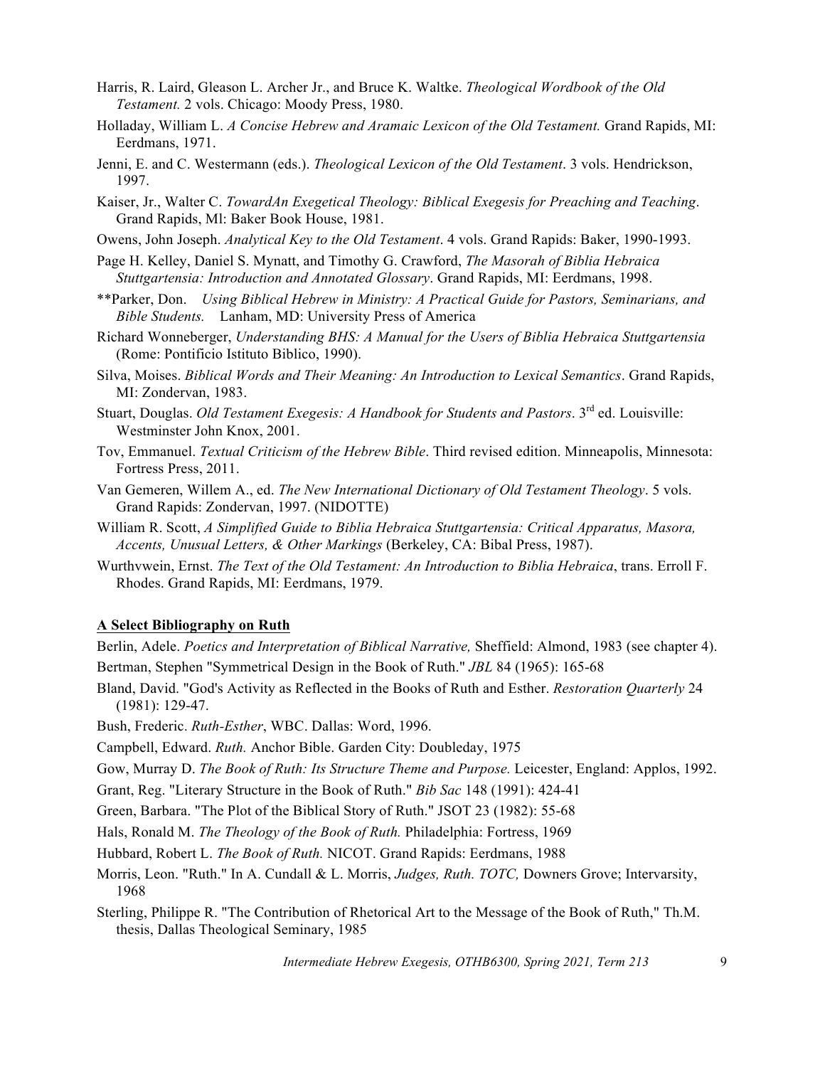Harris, R. Laird, Gleason L. Archer Jr., and Bruce K. Waltke. *Theological Wordbook of the Old Testament.* 2 vols. Chicago: Moody Press, 1980.

Holladay, William L. *A Concise Hebrew and Aramaic Lexicon of the Old Testament.* Grand Rapids, MI: Eerdmans, 1971.

Jenni, E. and C. Westermann (eds.). *Theological Lexicon of the Old Testament*. 3 vols. Hendrickson, 1997.

Kaiser, Jr., Walter C. *TowardAn Exegetical Theology: Biblical Exegesis for Preaching and Teaching*. Grand Rapids, Ml: Baker Book House, 1981.

Owens, John Joseph. *Analytical Key to the Old Testament*. 4 vols. Grand Rapids: Baker, 1990-1993.

Page H. Kelley, Daniel S. Mynatt, and Timothy G. Crawford, *The Masorah of Biblia Hebraica Stuttgartensia: Introduction and Annotated Glossary*. Grand Rapids, MI: Eerdmans, 1998.

**Parker, Don. *Using Biblical Hebrew in Ministry: A Practical Guide for Pastors, Seminarians, and Bible Students.* Lanham, MD: University Press of America

Richard Wonneberger, *Understanding BHS: A Manual for the Users of Biblia Hebraica Stuttgartensia* (Rome: Pontificio Istituto Biblico, 1990).

Silva, Moises. *Biblical Words and Their Meaning: An Introduction to Lexical Semantics*. Grand Rapids, MI: Zondervan, 1983.

Stuart, Douglas. *Old Testament Exegesis: A Handbook for Students and Pastors*. 3rd ed. Louisville: Westminster John Knox, 2001.

Tov, Emmanuel. *Textual Criticism of the Hebrew Bible*. Third revised edition. Minneapolis, Minnesota: Fortress Press, 2011.

Van Gemeren, Willem A., ed. *The New International Dictionary of Old Testament Theology*. 5 vols. Grand Rapids: Zondervan, 1997. (NIDOTTE)

William R. Scott, *A Simplified Guide to Biblia Hebraica Stuttgartensia: Critical Apparatus, Masora, Accents, Unusual Letters, & Other Markings* (Berkeley, CA: Bibal Press, 1987).

Wurthvwein, Ernst. *The Text of the Old Testament: An Introduction to Biblia Hebraica*, trans. Erroll F. Rhodes. Grand Rapids, MI: Eerdmans, 1979.

## A Select Bibliography on Ruth

Berlin, Adele. *Poetics and Interpretation of Biblical Narrative,* Sheffield: Almond, 1983 (see chapter 4).

Bertman, Stephen "Symmetrical Design in the Book of Ruth." *JBL* 84 (1965): 165-68

Bland, David. "God's Activity as Reflected in the Books of Ruth and Esther. *Restoration Quarterly* 24 (1981): 129-47.

Bush, Frederic. *Ruth-Esther*, WBC. Dallas: Word, 1996.

Campbell, Edward. *Ruth.* Anchor Bible. Garden City: Doubleday, 1975

Gow, Murray D. *The Book of Ruth: Its Structure Theme and Purpose.* Leicester, England: Applos, 1992.

Grant, Reg. "Literary Structure in the Book of Ruth." *Bib Sac* 148 (1991): 424-41

Green, Barbara. "The Plot of the Biblical Story of Ruth." JSOT 23 (1982): 55-68

Hals, Ronald M. *The Theology of the Book of Ruth.* Philadelphia: Fortress, 1969

Hubbard, Robert L. *The Book of Ruth.* NICOT. Grand Rapids: Eerdmans, 1988

Morris, Leon. "Ruth." In A. Cundall & L. Morris, *Judges, Ruth. TOTC,* Downers Grove; Intervarsity, 1968

Sterling, Philippe R. "The Contribution of Rhetorical Art to the Message of the Book of Ruth," Th.M. thesis, Dallas Theological Seminary, 1985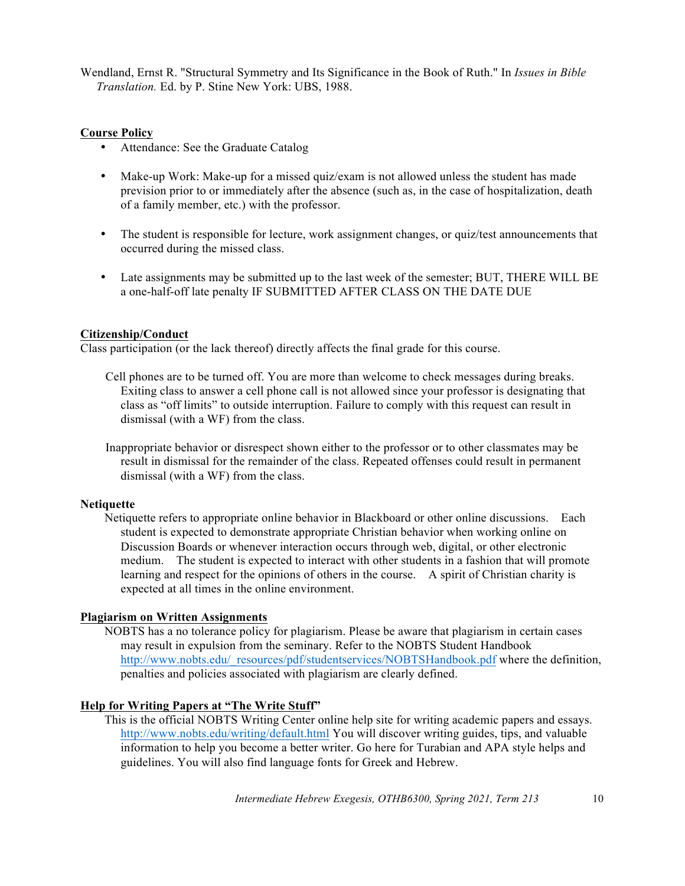Wendland, Ernst R. "Structural Symmetry and Its Significance in the Book of Ruth." In *Issues in Bible Translation.* Ed. by P. Stine New York: UBS, 1988.

**Course Policy**

- Attendance: See the Graduate Catalog
- Make-up Work: Make-up for a missed quiz/exam is not allowed unless the student has made prevision prior to or immediately after the absence (such as, in the case of hospitalization, death of a family member, etc.) with the professor.
- The student is responsible for lecture, work assignment changes, or quiz/test announcements that occurred during the missed class.
- Late assignments may be submitted up to the last week of the semester; BUT, THERE WILL BE a one-half-off late penalty IF SUBMITTED AFTER CLASS ON THE DATE DUE

**Citizenship/Conduct**

Class participation (or the lack thereof) directly affects the final grade for this course.

Cell phones are to be turned off. You are more than welcome to check messages during breaks. Exiting class to answer a cell phone call is not allowed since your professor is designating that class as "off limits" to outside interruption. Failure to comply with this request can result in dismissal (with a WF) from the class.

Inappropriate behavior or disrespect shown either to the professor or to other classmates may be result in dismissal for the remainder of the class. Repeated offenses could result in permanent dismissal (with a WF) from the class.

**Netiquette**

Netiquette refers to appropriate online behavior in Blackboard or other online discussions. Each student is expected to demonstrate appropriate Christian behavior when working online on Discussion Boards or whenever interaction occurs through web, digital, or other electronic medium. The student is expected to interact with other students in a fashion that will promote learning and respect for the opinions of others in the course. A spirit of Christian charity is expected at all times in the online environment.

**Plagiarism on Written Assignments**

NOBTS has a no tolerance policy for plagiarism. Please be aware that plagiarism in certain cases may result in expulsion from the seminary. Refer to the NOBTS Student Handbook http://www.nobts.edu/_resources/pdf/studentservices/NOBTSHandbook.pdf where the definition, penalties and policies associated with plagiarism are clearly defined.

**Help for Writing Papers at "The Write Stuff"**

This is the official NOBTS Writing Center online help site for writing academic papers and essays. http://www.nobts.edu/writing/default.html You will discover writing guides, tips, and valuable information to help you become a better writer. Go here for Turabian and APA style helps and guidelines. You will also find language fonts for Greek and Hebrew.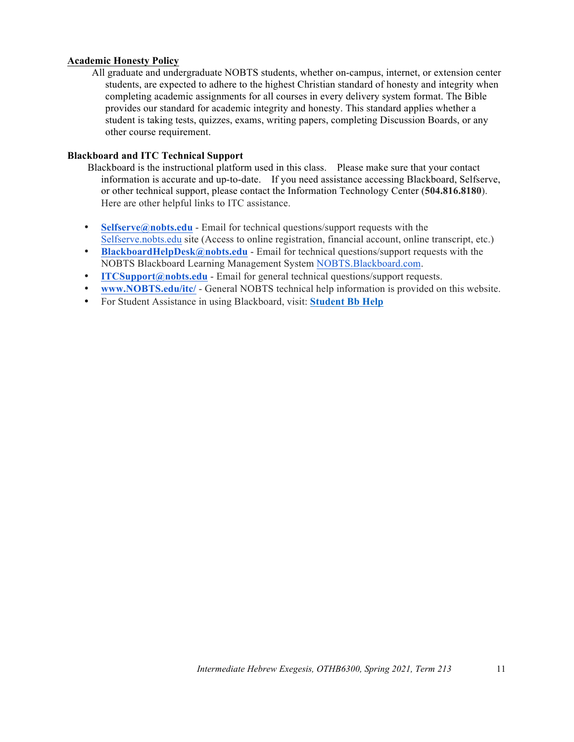**<u>Academic Honesty Policy</u>**

All graduate and undergraduate NOBTS students, whether on-campus, internet, or extension center students, are expected to adhere to the highest Christian standard of honesty and integrity when completing academic assignments for all courses in every delivery system format. The Bible provides our standard for academic integrity and honesty. This standard applies whether a student is taking tests, quizzes, exams, writing papers, completing Discussion Boards, or any other course requirement.

**Blackboard and ITC Technical Support**

Blackboard is the instructional platform used in this class. Please make sure that your contact information is accurate and up-to-date. If you need assistance accessing Blackboard, Selfserve, or other technical support, please contact the Information Technology Center (**504.816.8180**). Here are other helpful links to ITC assistance.

- **Selfserve@nobts.edu** - Email for technical questions/support requests with the Selfserve.nobts.edu site (Access to online registration, financial account, online transcript, etc.)
- **BlackboardHelpDesk@nobts.edu** - Email for technical questions/support requests with the NOBTS Blackboard Learning Management System NOBTS.Blackboard.com.
- **ITCSupport@nobts.edu** - Email for general technical questions/support requests.
- **www.NOBTS.edu/itc/** - General NOBTS technical help information is provided on this website.
- For Student Assistance in using Blackboard, visit: **Student Bb Help**